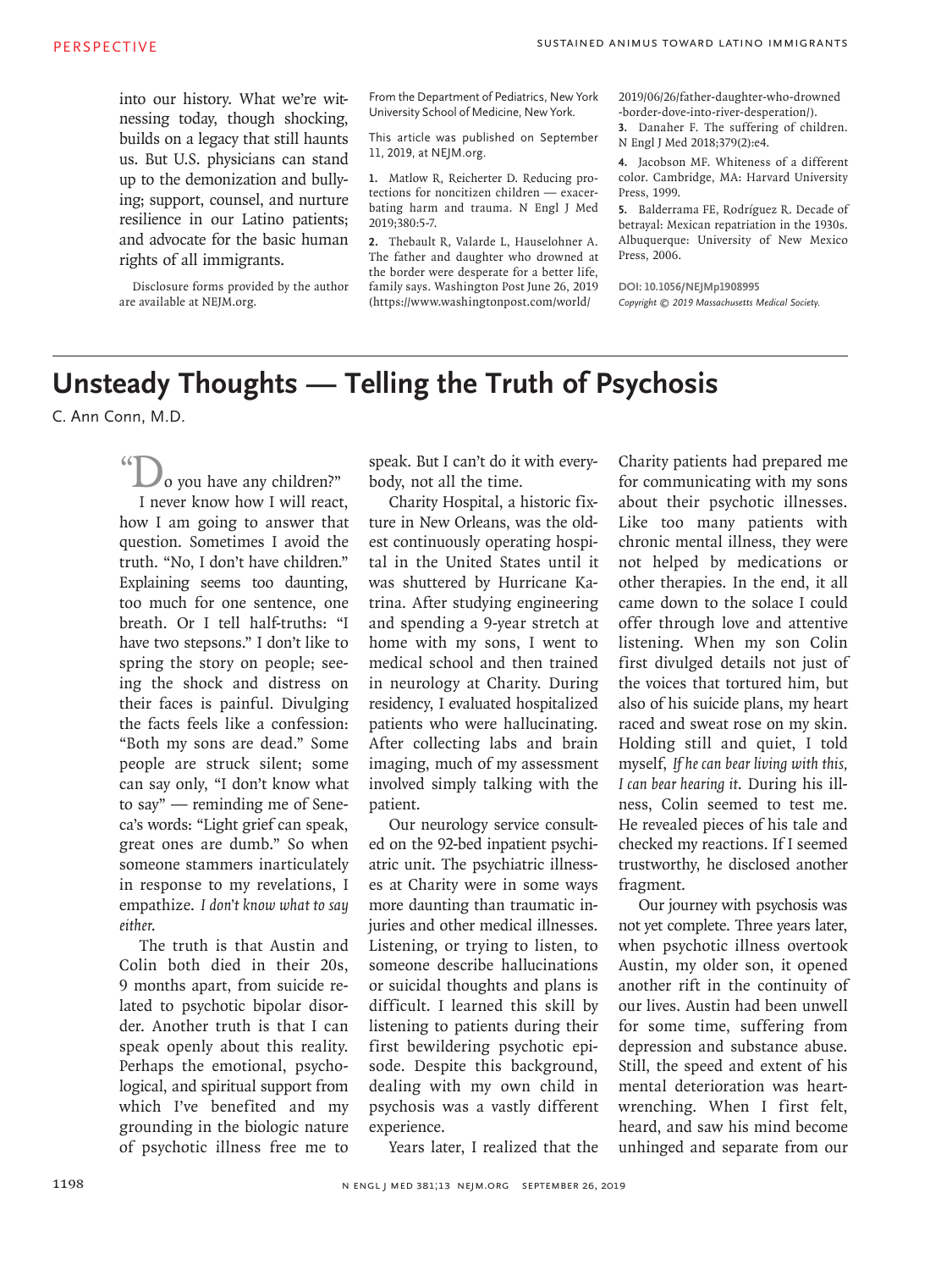into our history. What we're witnessing today, though shocking, builds on a legacy that still haunts us. But U.S. physicians can stand up to the demonization and bullying; support, counsel, and nurture resilience in our Latino patients; and advocate for the basic human rights of all immigrants.

Disclosure forms provided by the author are available at NEJM.org.

From the Department of Pediatrics, New York University School of Medicine, New York.

This article was published on September 11, 2019, at NEJM.org.

1. Matlow R, Reicherter D. Reducing protections for noncitizen children — exacerbating harm and trauma. N Engl J Med 2019;380:5-7.

2. Thebault R, Valarde L, Hauselohner A. The father and daughter who drowned at the border were desperate for a better life, family says. Washington Post June 26, 2019 (https://www.washingtonpost.com/world/2019/06/26/father-daughter-who-drowned-border-dove-into-river-desperation/).

3. Danaher F. The suffering of children. N Engl J Med 2018;379(2):e4.

4. Jacobson MF. Whiteness of a different color. Cambridge, MA: Harvard University Press, 1999.

5. Balderrama FE, Rodríguez R. Decade of betrayal: Mexican repatriation in the 1930s. Albuquerque: University of New Mexico Press, 2006.

DOI: 10.1056/NEJMp1908995

*Copyright © 2019 Massachusetts Medical Society.*

---

# Unsteady Thoughts — Telling the Truth of Psychosis

C. Ann Conn, M.D.

"Do you have any children?"

I never know how I will react, how I am going to answer that question. Sometimes I avoid the truth. "No, I don't have children." Explaining seems too daunting, too much for one sentence, one breath. Or I tell half-truths: "I have two stepsons." I don't like to spring the story on people; seeing the shock and distress on their faces is painful. Divulging the facts feels like a confession: "Both my sons are dead." Some people are struck silent; some can say only, "I don't know what to say" — reminding me of Seneca's words: "Light grief can speak, great ones are dumb." So when someone stammers inarticulately in response to my revelations, I empathize. *I don't know what to say either.*

The truth is that Austin and Colin both died in their 20s, 9 months apart, from suicide related to psychotic bipolar disorder. Another truth is that I can speak openly about this reality. Perhaps the emotional, psychological, and spiritual support from which I've benefited and my grounding in the biologic nature of psychotic illness free me to speak. But I can't do it with everybody, not all the time.

Charity Hospital, a historic fixture in New Orleans, was the oldest continuously operating hospital in the United States until it was shuttered by Hurricane Katrina. After studying engineering and spending a 9-year stretch at home with my sons, I went to medical school and then trained in neurology at Charity. During residency, I evaluated hospitalized patients who were hallucinating. After collecting labs and brain imaging, much of my assessment involved simply talking with the patient.

Our neurology service consulted on the 92-bed inpatient psychiatric unit. The psychiatric illnesses at Charity were in some ways more daunting than traumatic injuries and other medical illnesses. Listening, or trying to listen, to someone describe hallucinations or suicidal thoughts and plans is difficult. I learned this skill by listening to patients during their first bewildering psychotic episode. Despite this background, dealing with my own child in psychosis was a vastly different experience.

Years later, I realized that the Charity patients had prepared me for communicating with my sons about their psychotic illnesses. Like too many patients with chronic mental illness, they were not helped by medications or other therapies. In the end, it all came down to the solace I could offer through love and attentive listening. When my son Colin first divulged details not just of the voices that tortured him, but also of his suicide plans, my heart raced and sweat rose on my skin. Holding still and quiet, I told myself, *If he can bear living with this, I can bear hearing it.* During his illness, Colin seemed to test me. He revealed pieces of his tale and checked my reactions. If I seemed trustworthy, he disclosed another fragment.

Our journey with psychosis was not yet complete. Three years later, when psychotic illness overtook Austin, my older son, it opened another rift in the continuity of our lives. Austin had been unwell for some time, suffering from depression and substance abuse. Still, the speed and extent of his mental deterioration was heartwrenching. When I first felt, heard, and saw his mind become unhinged and separate from our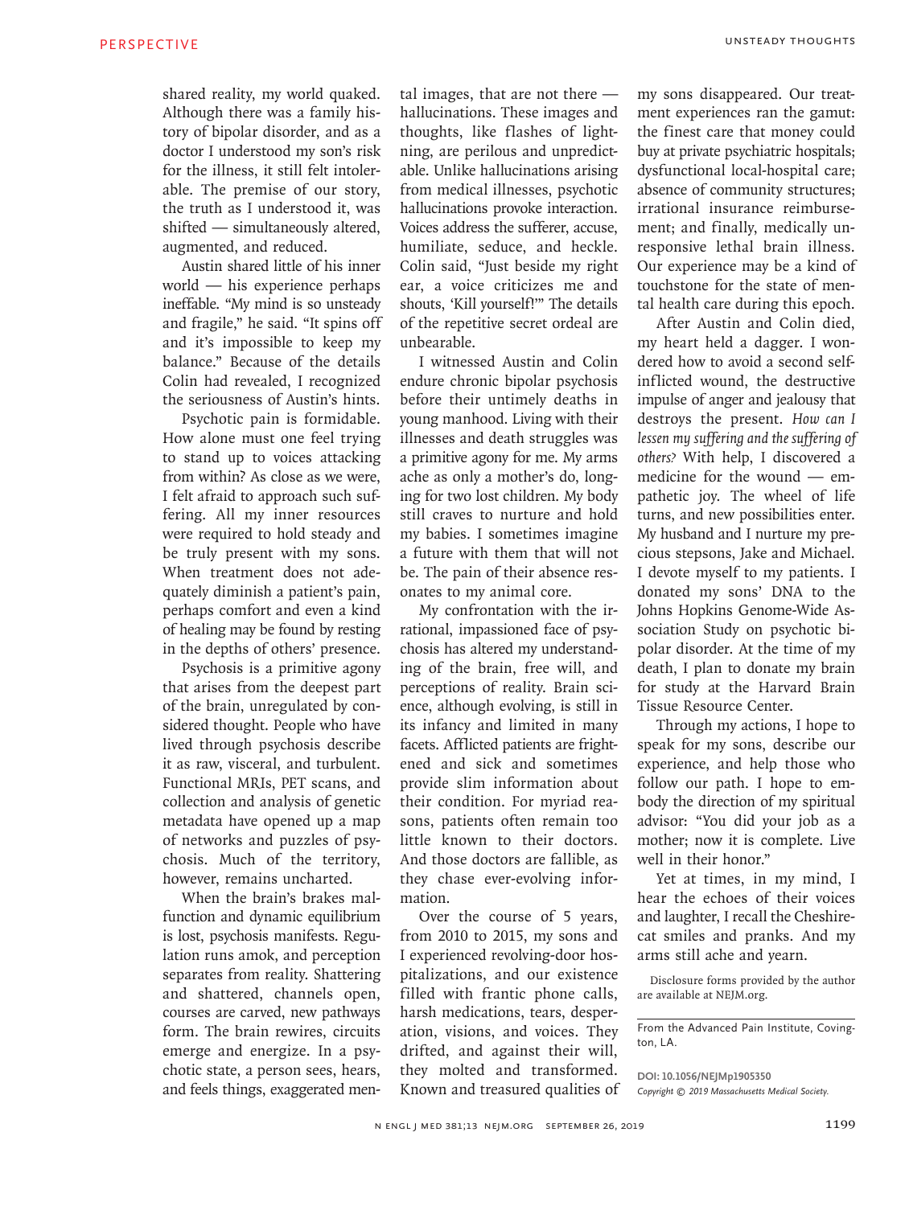shared reality, my world quaked. Although there was a family history of bipolar disorder, and as a doctor I understood my son's risk for the illness, it still felt intolerable. The premise of our story, the truth as I understood it, was shifted — simultaneously altered, augmented, and reduced.

Austin shared little of his inner world — his experience perhaps ineffable. "My mind is so unsteady and fragile," he said. "It spins off and it's impossible to keep my balance." Because of the details Colin had revealed, I recognized the seriousness of Austin's hints.

Psychotic pain is formidable. How alone must one feel trying to stand up to voices attacking from within? As close as we were, I felt afraid to approach such suffering. All my inner resources were required to hold steady and be truly present with my sons. When treatment does not adequately diminish a patient's pain, perhaps comfort and even a kind of healing may be found by resting in the depths of others' presence.

Psychosis is a primitive agony that arises from the deepest part of the brain, unregulated by considered thought. People who have lived through psychosis describe it as raw, visceral, and turbulent. Functional MRIs, PET scans, and collection and analysis of genetic metadata have opened up a map of networks and puzzles of psychosis. Much of the territory, however, remains uncharted.

When the brain's brakes malfunction and dynamic equilibrium is lost, psychosis manifests. Regulation runs amok, and perception separates from reality. Shattering and shattered, channels open, courses are carved, new pathways form. The brain rewires, circuits emerge and energize. In a psychotic state, a person sees, hears, and feels things, exaggerated mental images, that are not there — hallucinations. These images and thoughts, like flashes of lightning, are perilous and unpredictable. Unlike hallucinations arising from medical illnesses, psychotic hallucinations provoke interaction. Voices address the sufferer, accuse, humiliate, seduce, and heckle. Colin said, "Just beside my right ear, a voice criticizes me and shouts, 'Kill yourself!'" The details of the repetitive secret ordeal are unbearable.

I witnessed Austin and Colin endure chronic bipolar psychosis before their untimely deaths in young manhood. Living with their illnesses and death struggles was a primitive agony for me. My arms ache as only a mother's do, longing for two lost children. My body still craves to nurture and hold my babies. I sometimes imagine a future with them that will not be. The pain of their absence resonates to my animal core.

My confrontation with the irrational, impassioned face of psychosis has altered my understanding of the brain, free will, and perceptions of reality. Brain science, although evolving, is still in its infancy and limited in many facets. Afflicted patients are frightened and sick and sometimes provide slim information about their condition. For myriad reasons, patients often remain too little known to their doctors. And those doctors are fallible, as they chase ever-evolving information.

Over the course of 5 years, from 2010 to 2015, my sons and I experienced revolving-door hospitalizations, and our existence filled with frantic phone calls, harsh medications, tears, desperation, visions, and voices. They drifted, and against their will, they molted and transformed. Known and treasured qualities of my sons disappeared. Our treatment experiences ran the gamut: the finest care that money could buy at private psychiatric hospitals; dysfunctional local-hospital care; absence of community structures; irrational insurance reimbursement; and finally, medically unresponsive lethal brain illness. Our experience may be a kind of touchstone for the state of mental health care during this epoch.

After Austin and Colin died, my heart held a dagger. I wondered how to avoid a second self-inflicted wound, the destructive impulse of anger and jealousy that destroys the present. *How can I lessen my suffering and the suffering of others?* With help, I discovered a medicine for the wound — empathetic joy. The wheel of life turns, and new possibilities enter. My husband and I nurture my precious stepsons, Jake and Michael. I devote myself to my patients. I donated my sons' DNA to the Johns Hopkins Genome-Wide Association Study on psychotic bipolar disorder. At the time of my death, I plan to donate my brain for study at the Harvard Brain Tissue Resource Center.

Through my actions, I hope to speak for my sons, describe our experience, and help those who follow our path. I hope to embody the direction of my spiritual advisor: "You did your job as a mother; now it is complete. Live well in their honor."

Yet at times, in my mind, I hear the echoes of their voices and laughter, I recall the Cheshire-cat smiles and pranks. And my arms still ache and yearn.

Disclosure forms provided by the author are available at NEJM.org.

From the Advanced Pain Institute, Covington, LA.

DOI: 10.1056/NEJMp1905350

*Copyright © 2019 Massachusetts Medical Society.*